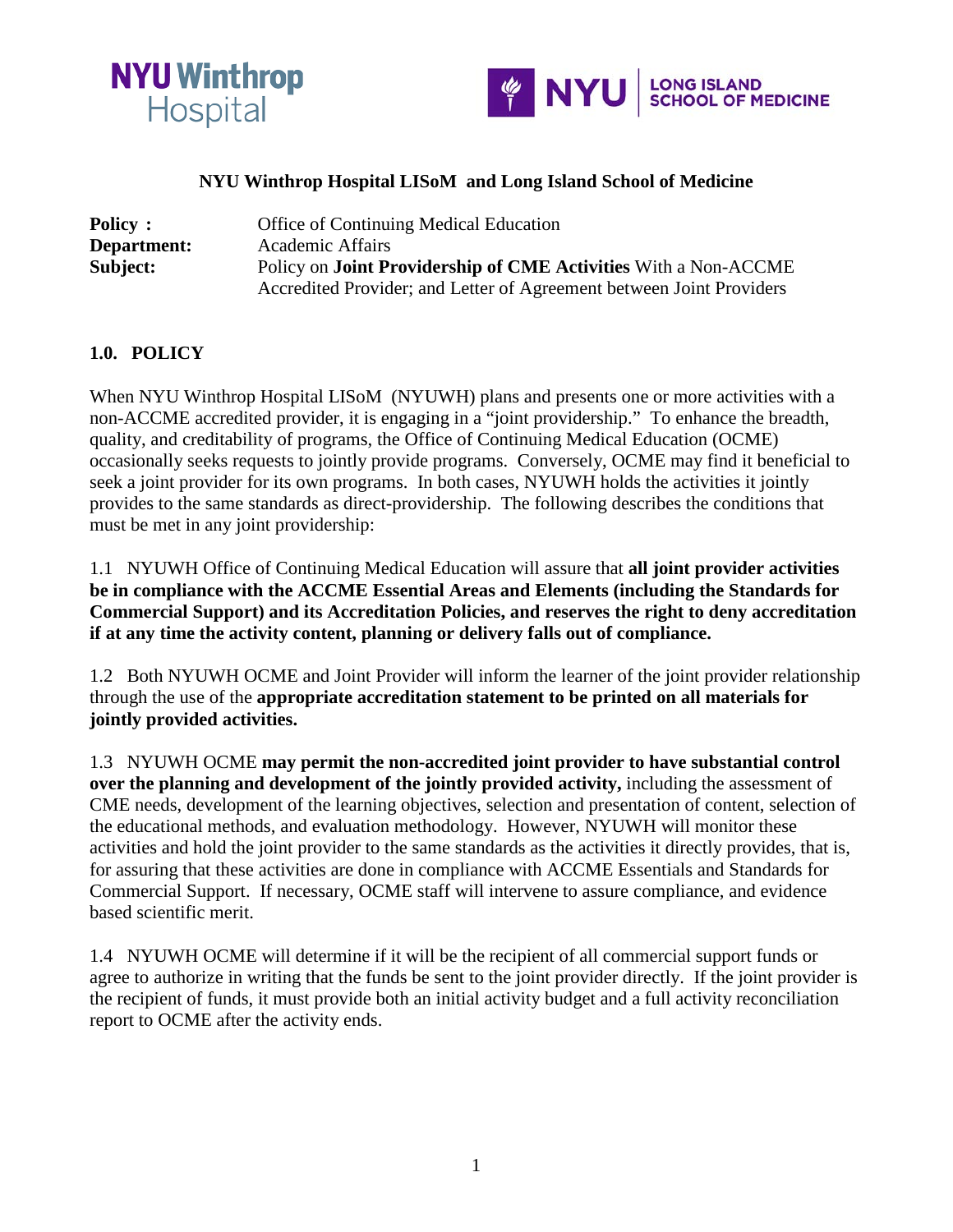NYU Winthrop Hospital

NYU | LONG ISLAND SCHOOL OF MEDICINE

**NYU Winthrop Hospital LISoM and Long Island School of Medicine**

| | |
|---|---|
| **Policy :** | Office of Continuing Medical Education |
| **Department:** | Academic Affairs |
| **Subject:** | Policy on **Joint Providership of CME Activities** With a Non-ACCME Accredited Provider; and Letter of Agreement between Joint Providers |

## 1.0. POLICY

When NYU Winthrop Hospital LISoM (NYUWH) plans and presents one or more activities with a non-ACCME accredited provider, it is engaging in a "joint providership." To enhance the breadth, quality, and creditability of programs, the Office of Continuing Medical Education (OCME) occasionally seeks requests to jointly provide programs. Conversely, OCME may find it beneficial to seek a joint provider for its own programs. In both cases, NYUWH holds the activities it jointly provides to the same standards as direct-providership. The following describes the conditions that must be met in any joint providership:

1.1 NYUWH Office of Continuing Medical Education will assure that **all joint provider activities be in compliance with the ACCME Essential Areas and Elements (including the Standards for Commercial Support) and its Accreditation Policies, and reserves the right to deny accreditation if at any time the activity content, planning or delivery falls out of compliance.**

1.2 Both NYUWH OCME and Joint Provider will inform the learner of the joint provider relationship through the use of the **appropriate accreditation statement to be printed on all materials for jointly provided activities.**

1.3 NYUWH OCME **may permit the non-accredited joint provider to have substantial control over the planning and development of the jointly provided activity,** including the assessment of CME needs, development of the learning objectives, selection and presentation of content, selection of the educational methods, and evaluation methodology. However, NYUWH will monitor these activities and hold the joint provider to the same standards as the activities it directly provides, that is, for assuring that these activities are done in compliance with ACCME Essentials and Standards for Commercial Support. If necessary, OCME staff will intervene to assure compliance, and evidence based scientific merit.

1.4 NYUWH OCME will determine if it will be the recipient of all commercial support funds or agree to authorize in writing that the funds be sent to the joint provider directly. If the joint provider is the recipient of funds, it must provide both an initial activity budget and a full activity reconciliation report to OCME after the activity ends.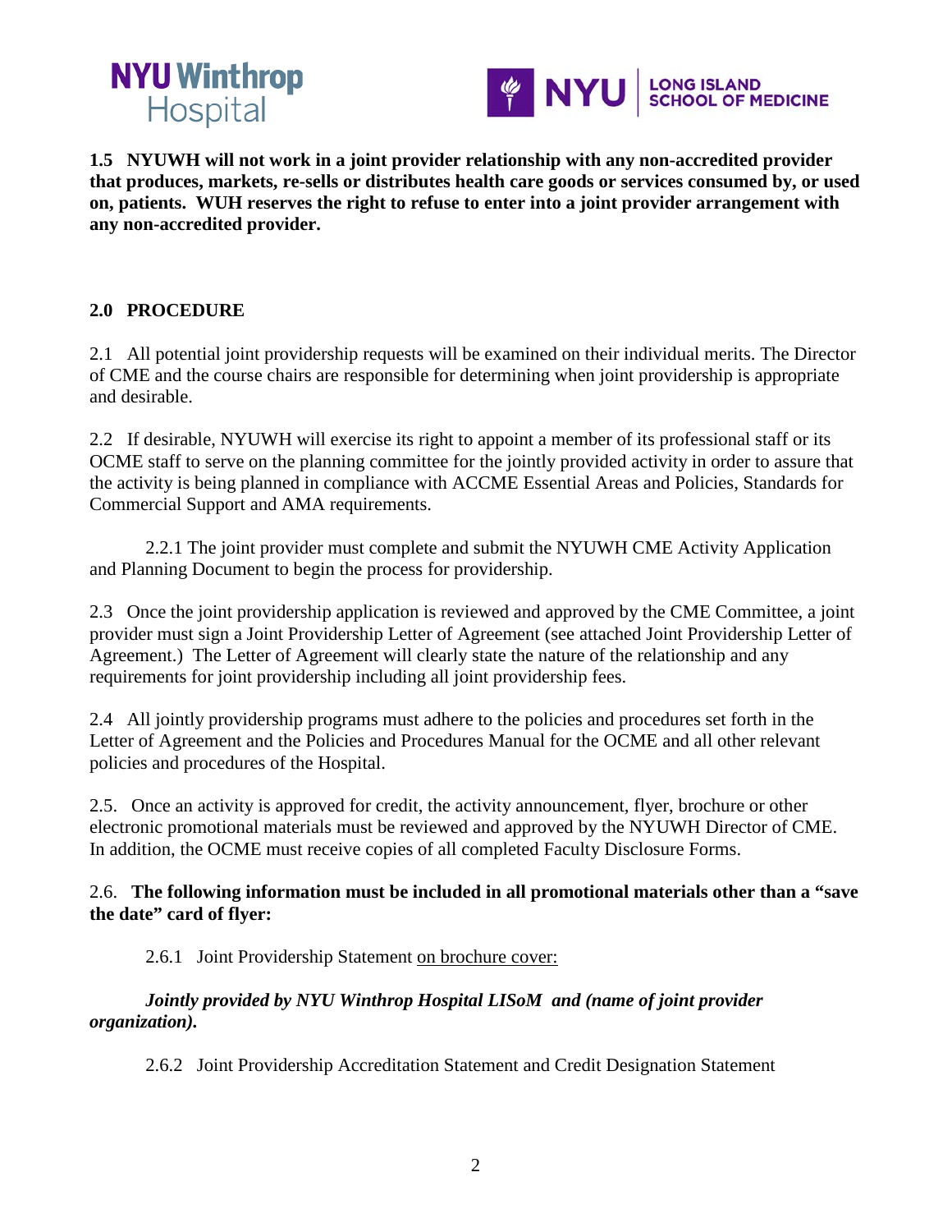**1.5 NYUWH will not work in a joint provider relationship with any non-accredited provider that produces, markets, re-sells or distributes health care goods or services consumed by, or used on, patients. WUH reserves the right to refuse to enter into a joint provider arrangement with any non-accredited provider.**

## 2.0 PROCEDURE

2.1 All potential joint providership requests will be examined on their individual merits. The Director of CME and the course chairs are responsible for determining when joint providership is appropriate and desirable.

2.2 If desirable, NYUWH will exercise its right to appoint a member of its professional staff or its OCME staff to serve on the planning committee for the jointly provided activity in order to assure that the activity is being planned in compliance with ACCME Essential Areas and Policies, Standards for Commercial Support and AMA requirements.

2.2.1 The joint provider must complete and submit the NYUWH CME Activity Application and Planning Document to begin the process for providership.

2.3 Once the joint providership application is reviewed and approved by the CME Committee, a joint provider must sign a Joint Providership Letter of Agreement (see attached Joint Providership Letter of Agreement.) The Letter of Agreement will clearly state the nature of the relationship and any requirements for joint providership including all joint providership fees.

2.4 All jointly providership programs must adhere to the policies and procedures set forth in the Letter of Agreement and the Policies and Procedures Manual for the OCME and all other relevant policies and procedures of the Hospital.

2.5. Once an activity is approved for credit, the activity announcement, flyer, brochure or other electronic promotional materials must be reviewed and approved by the NYUWH Director of CME. In addition, the OCME must receive copies of all completed Faculty Disclosure Forms.

2.6. **The following information must be included in all promotional materials other than a "save the date" card of flyer:**

2.6.1 Joint Providership Statement on brochure cover:

***Jointly provided by NYU Winthrop Hospital LISoM and (name of joint provider organization).***

2.6.2 Joint Providership Accreditation Statement and Credit Designation Statement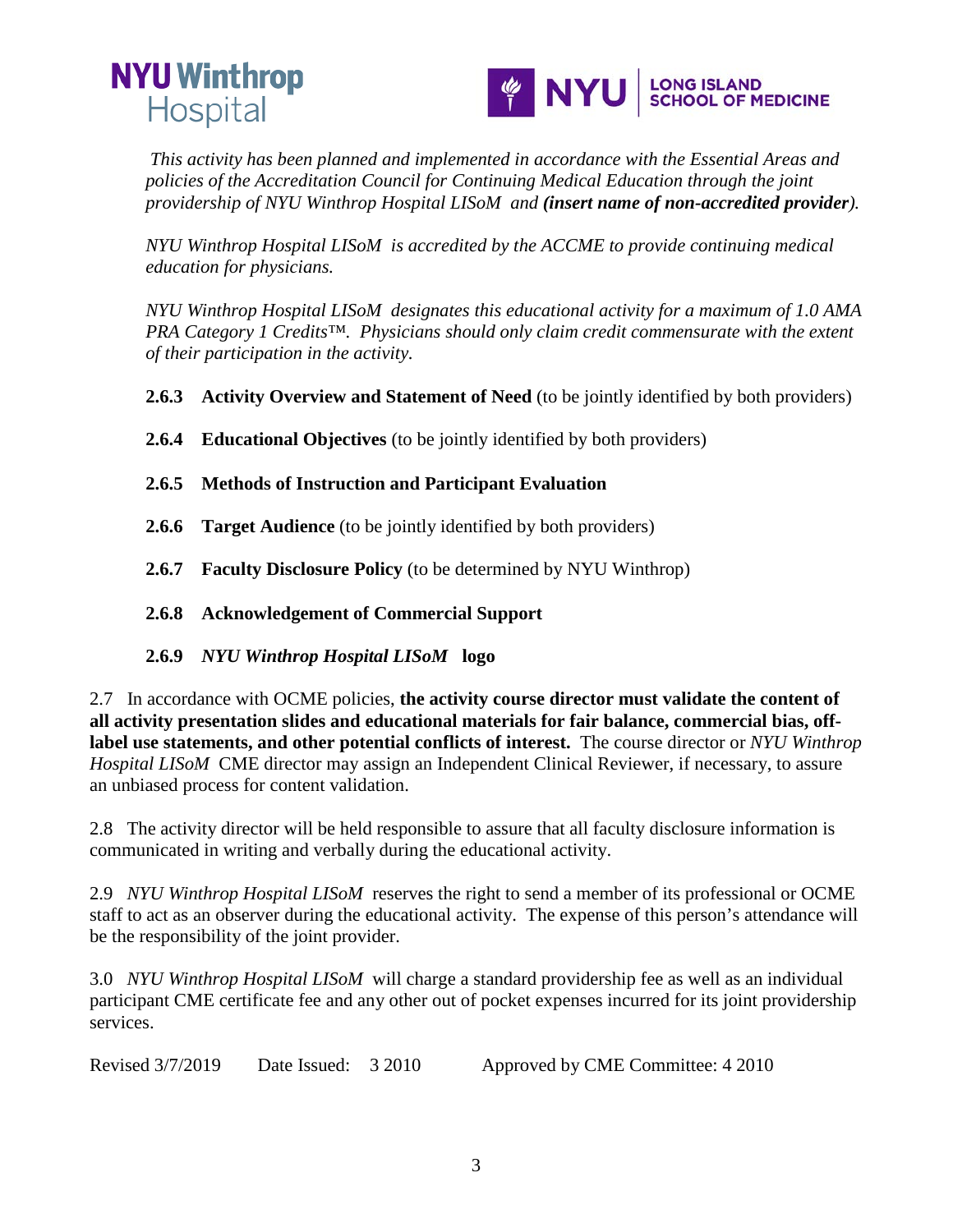*This activity has been planned and implemented in accordance with the Essential Areas and policies of the Accreditation Council for Continuing Medical Education through the joint providership of NYU Winthrop Hospital LISoM and* ***(insert name of non-accredited provider)****.*

*NYU Winthrop Hospital LISoM is accredited by the ACCME to provide continuing medical education for physicians.*

*NYU Winthrop Hospital LISoM designates this educational activity for a maximum of 1.0 AMA PRA Category 1 Credits™. Physicians should only claim credit commensurate with the extent of their participation in the activity.*

**2.6.3 Activity Overview and Statement of Need** (to be jointly identified by both providers)

**2.6.4 Educational Objectives** (to be jointly identified by both providers)

**2.6.5 Methods of Instruction and Participant Evaluation**

**2.6.6 Target Audience** (to be jointly identified by both providers)

**2.6.7 Faculty Disclosure Policy** (to be determined by NYU Winthrop)

**2.6.8 Acknowledgement of Commercial Support**

**2.6.9** ***NYU Winthrop Hospital LISoM*** **logo**

2.7 In accordance with OCME policies, **the activity course director must validate the content of all activity presentation slides and educational materials for fair balance, commercial bias, off-label use statements, and other potential conflicts of interest.** The course director or *NYU Winthrop Hospital LISoM* CME director may assign an Independent Clinical Reviewer, if necessary, to assure an unbiased process for content validation.

2.8 The activity director will be held responsible to assure that all faculty disclosure information is communicated in writing and verbally during the educational activity.

2.9 *NYU Winthrop Hospital LISoM* reserves the right to send a member of its professional or OCME staff to act as an observer during the educational activity. The expense of this person's attendance will be the responsibility of the joint provider.

3.0 *NYU Winthrop Hospital LISoM* will charge a standard providership fee as well as an individual participant CME certificate fee and any other out of pocket expenses incurred for its joint providership services.

Revised 3/7/2019 Date Issued: 3 2010 Approved by CME Committee: 4 2010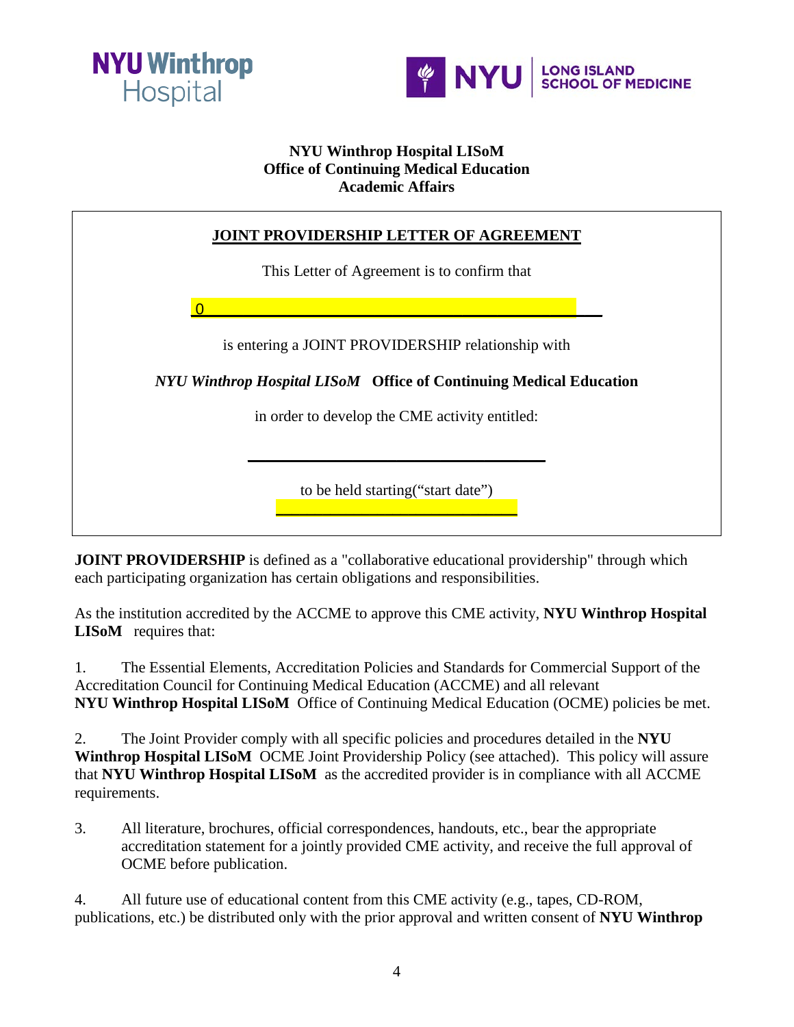**NYU Winthrop Hospital LISoM**
**Office of Continuing Medical Education**
**Academic Affairs**

## JOINT PROVIDERSHIP LETTER OF AGREEMENT

This Letter of Agreement is to confirm that

0 ____________________________________________

is entering a JOINT PROVIDERSHIP relationship with

***NYU Winthrop Hospital LISoM*** **Office of Continuing Medical Education**

in order to develop the CME activity entitled:

____________________________________

to be held starting(“start date”)

______________________________

**JOINT PROVIDERSHIP** is defined as a "collaborative educational providership" through which each participating organization has certain obligations and responsibilities.

As the institution accredited by the ACCME to approve this CME activity, **NYU Winthrop Hospital LISoM** requires that:

1. The Essential Elements, Accreditation Policies and Standards for Commercial Support of the Accreditation Council for Continuing Medical Education (ACCME) and all relevant **NYU Winthrop Hospital LISoM** Office of Continuing Medical Education (OCME) policies be met.

2. The Joint Provider comply with all specific policies and procedures detailed in the **NYU Winthrop Hospital LISoM** OCME Joint Providership Policy (see attached). This policy will assure that **NYU Winthrop Hospital LISoM** as the accredited provider is in compliance with all ACCME requirements.

3. All literature, brochures, official correspondences, handouts, etc., bear the appropriate accreditation statement for a jointly provided CME activity, and receive the full approval of OCME before publication.

4. All future use of educational content from this CME activity (e.g., tapes, CD-ROM, publications, etc.) be distributed only with the prior approval and written consent of **NYU Winthrop**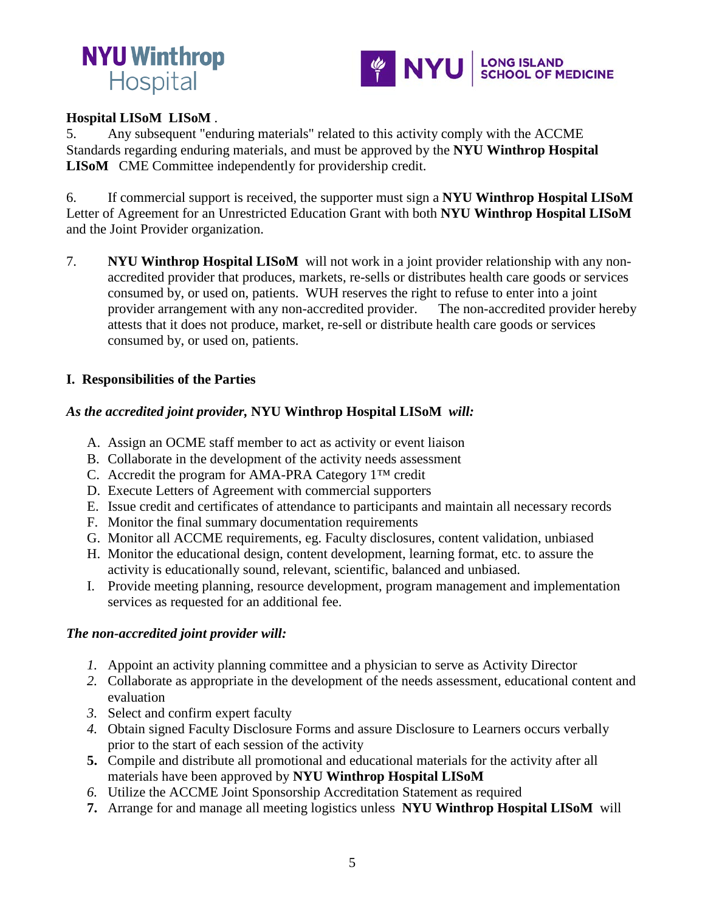**Hospital LISoM LISoM** .

5. Any subsequent "enduring materials" related to this activity comply with the ACCME Standards regarding enduring materials, and must be approved by the **NYU Winthrop Hospital LISoM** CME Committee independently for providership credit.

6. If commercial support is received, the supporter must sign a **NYU Winthrop Hospital LISoM** Letter of Agreement for an Unrestricted Education Grant with both **NYU Winthrop Hospital LISoM** and the Joint Provider organization.

7. **NYU Winthrop Hospital LISoM** will not work in a joint provider relationship with any non-accredited provider that produces, markets, re-sells or distributes health care goods or services consumed by, or used on, patients. WUH reserves the right to refuse to enter into a joint provider arrangement with any non-accredited provider. The non-accredited provider hereby attests that it does not produce, market, re-sell or distribute health care goods or services consumed by, or used on, patients.

**I. Responsibilities of the Parties**

***As the accredited joint provider,* NYU Winthrop Hospital LISoM *will:***

A. Assign an OCME staff member to act as activity or event liaison
B. Collaborate in the development of the activity needs assessment
C. Accredit the program for AMA-PRA Category 1™ credit
D. Execute Letters of Agreement with commercial supporters
E. Issue credit and certificates of attendance to participants and maintain all necessary records
F. Monitor the final summary documentation requirements
G. Monitor all ACCME requirements, eg. Faculty disclosures, content validation, unbiased
H. Monitor the educational design, content development, learning format, etc. to assure the activity is educationally sound, relevant, scientific, balanced and unbiased.
I. Provide meeting planning, resource development, program management and implementation services as requested for an additional fee.

***The non-accredited joint provider will:***

1. Appoint an activity planning committee and a physician to serve as Activity Director
2. Collaborate as appropriate in the development of the needs assessment, educational content and evaluation
3. Select and confirm expert faculty
4. Obtain signed Faculty Disclosure Forms and assure Disclosure to Learners occurs verbally prior to the start of each session of the activity
5. Compile and distribute all promotional and educational materials for the activity after all materials have been approved by **NYU Winthrop Hospital LISoM**
6. Utilize the ACCME Joint Sponsorship Accreditation Statement as required
7. Arrange for and manage all meeting logistics unless **NYU Winthrop Hospital LISoM** will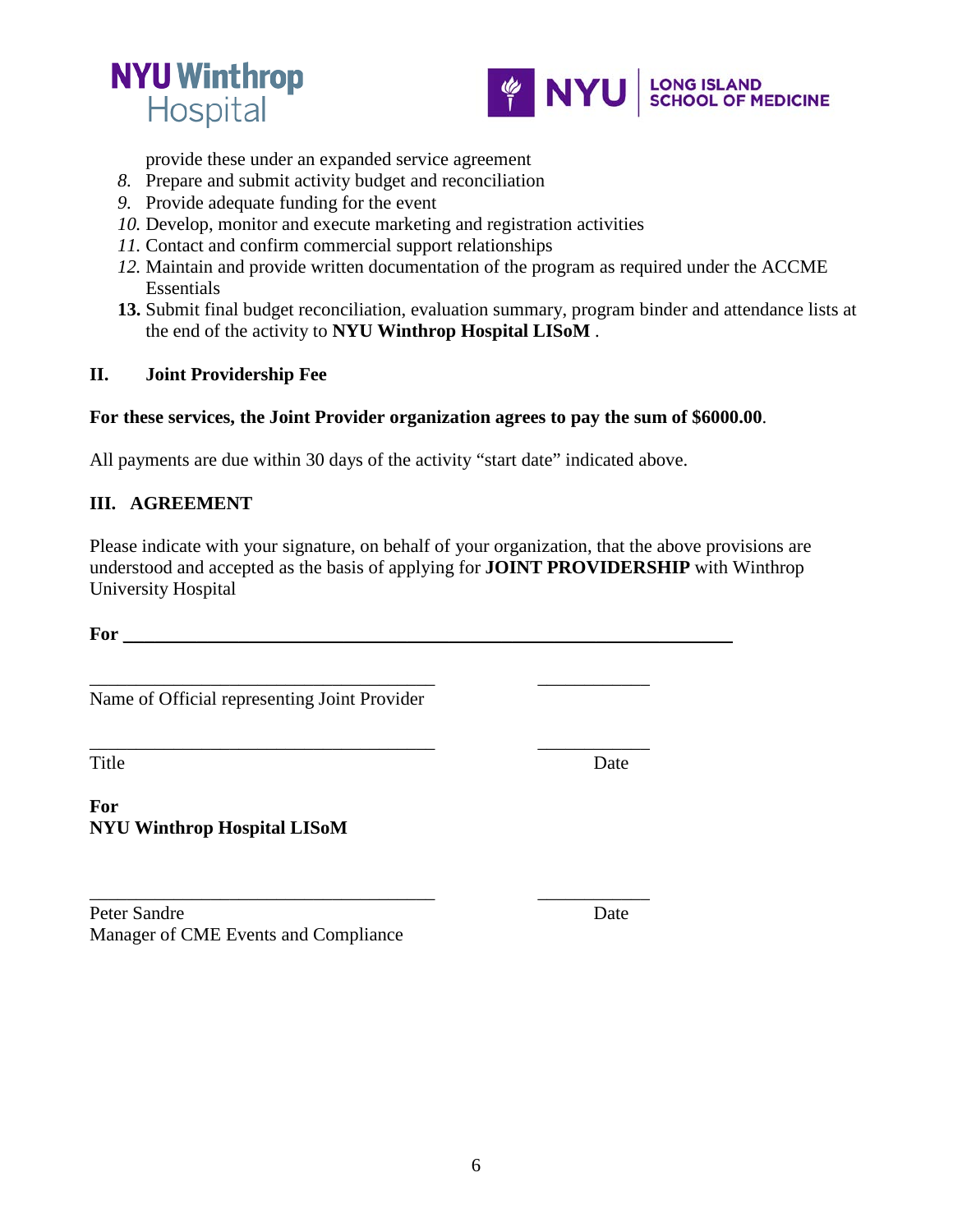provide these under an expanded service agreement

8. Prepare and submit activity budget and reconciliation
9. Provide adequate funding for the event
10. Develop, monitor and execute marketing and registration activities
11. Contact and confirm commercial support relationships
12. Maintain and provide written documentation of the program as required under the ACCME Essentials
13. Submit final budget reconciliation, evaluation summary, program binder and attendance lists at the end of the activity to **NYU Winthrop Hospital LISoM** .

## II. Joint Providership Fee

**For these services, the Joint Provider organization agrees to pay the sum of $6000.00**.

All payments are due within 30 days of the activity "start date" indicated above.

## III. AGREEMENT

Please indicate with your signature, on behalf of your organization, that the above provisions are understood and accepted as the basis of applying for **JOINT PROVIDERSHIP** with Winthrop University Hospital

**For** ____________________________________________________________

_____________________________________ ____________

Name of Official representing Joint Provider

_____________________________________ ____________

Title Date

**For**
**NYU Winthrop Hospital LISoM**

_____________________________________ ____________

Peter Sandre Date
Manager of CME Events and Compliance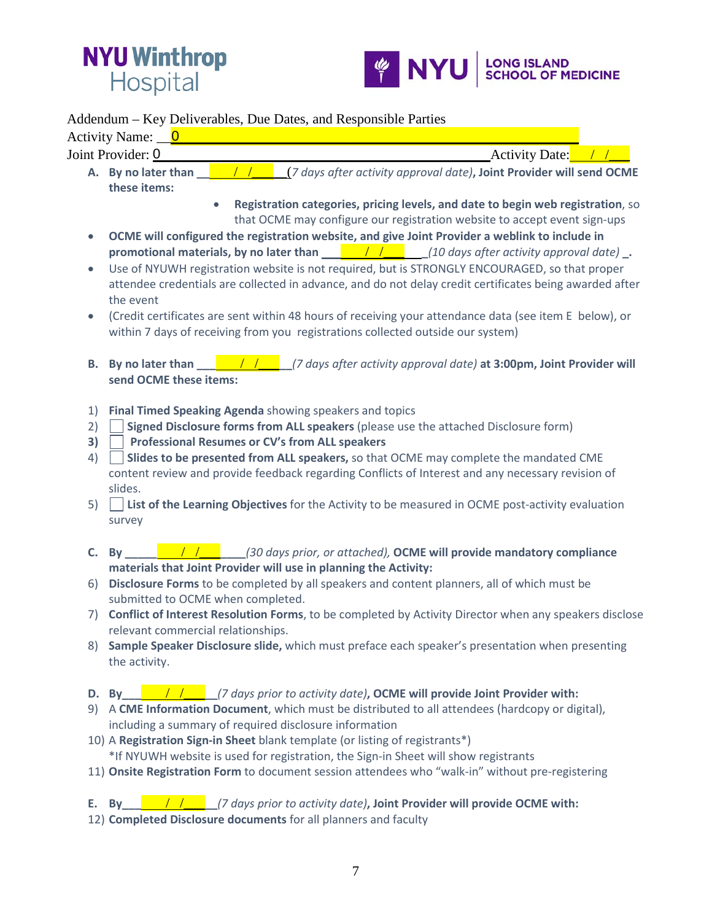NYU Winthrop Hospital

NYU | LONG ISLAND SCHOOL OF MEDICINE

Addendum – Key Deliverables, Due Dates, and Responsible Parties

Activity Name: __0______________________________________________

Joint Provider: 0________________________________________ Activity Date: ___/___/___

**A. By no later than** ____/___/____(*7 days after activity approval date*)**, Joint Provider will send OCME these items:**

- **Registration categories, pricing levels, and date to begin web registration**, so that OCME may configure our registration website to accept event sign-ups

- **OCME will configured the registration website, and give Joint Provider a weblink to include in promotional materials, by no later than** ____/___/____ *(10 days after activity approval date)* **_.**
- Use of NYUWH registration website is not required, but is STRONGLY ENCOURAGED, so that proper attendee credentials are collected in advance, and do not delay credit certificates being awarded after the event
- (Credit certificates are sent within 48 hours of receiving your attendance data (see item E below), or within 7 days of receiving from you registrations collected outside our system)

**B. By no later than** ____/___/____*(7 days after activity approval date)* **at 3:00pm, Joint Provider will send OCME these items:**

1) **Final Timed Speaking Agenda** showing speakers and topics
2) ☐ **Signed Disclosure forms from ALL speakers** (please use the attached Disclosure form)
3) ☐ **Professional Resumes or CV's from ALL speakers**
4) ☐ **Slides to be presented from ALL speakers,** so that OCME may complete the mandated CME content review and provide feedback regarding Conflicts of Interest and any necessary revision of slides.
5) ☐ **List of the Learning Objectives** for the Activity to be measured in OCME post-activity evaluation survey

**C. By** ____/___/____*(30 days prior, or attached),* **OCME will provide mandatory compliance materials that Joint Provider will use in planning the Activity:**

6) **Disclosure Forms** to be completed by all speakers and content planners, all of which must be submitted to OCME when completed.
7) **Conflict of Interest Resolution Forms**, to be completed by Activity Director when any speakers disclose relevant commercial relationships.
8) **Sample Speaker Disclosure slide,** which must preface each speaker's presentation when presenting the activity.

**D. By**____/___/____*(7 days prior to activity date)***, OCME will provide Joint Provider with:**

9) A **CME Information Document**, which must be distributed to all attendees (hardcopy or digital), including a summary of required disclosure information
10) A **Registration Sign-in Sheet** blank template (or listing of registrants*)
    *If NYUWH website is used for registration, the Sign-in Sheet will show registrants
11) **Onsite Registration Form** to document session attendees who "walk-in" without pre-registering

**E. By**____/___/____*(7 days prior to activity date)***, Joint Provider will provide OCME with:**

12) **Completed Disclosure documents** for all planners and faculty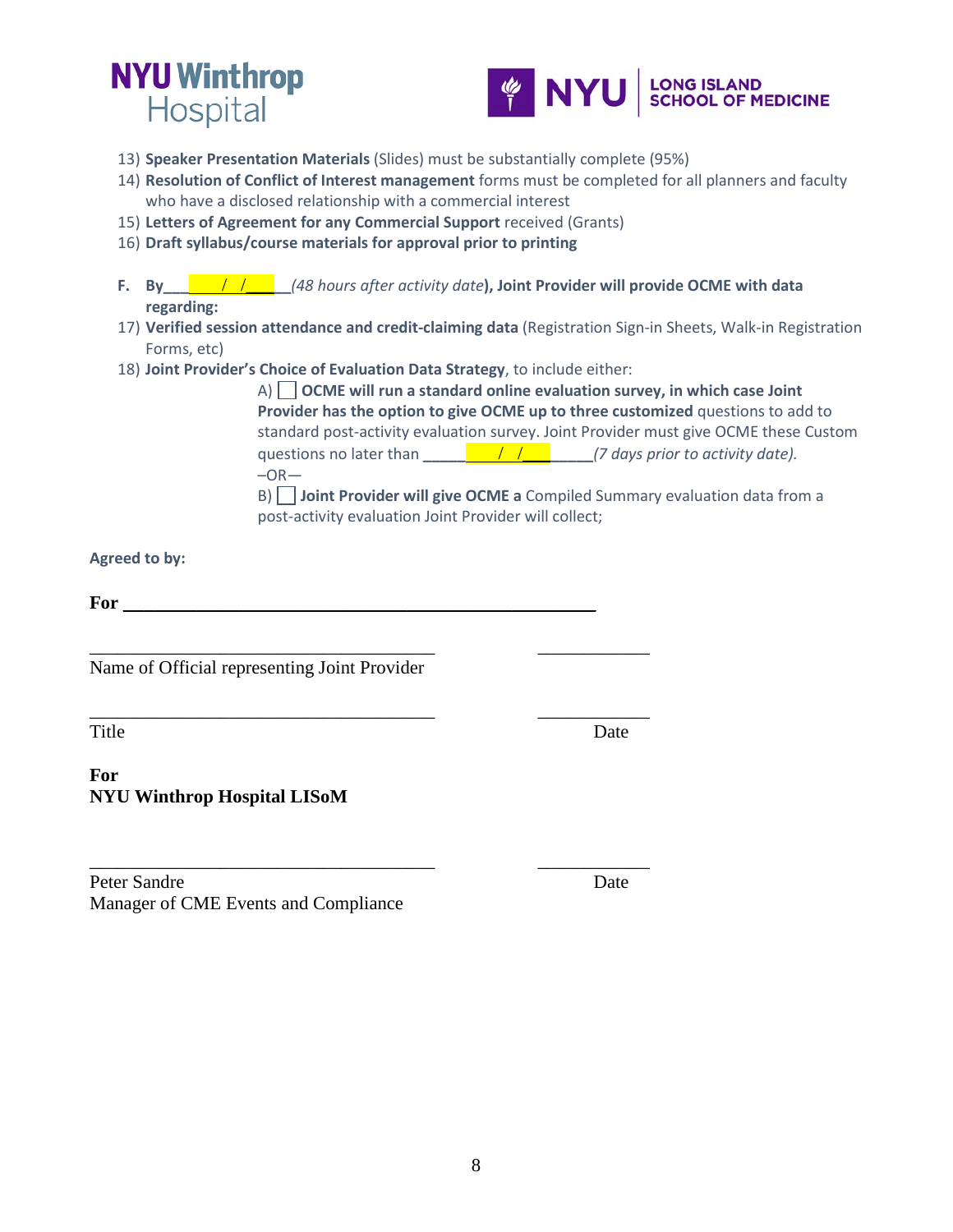13) **Speaker Presentation Materials** (Slides) must be substantially complete (95%)
14) **Resolution of Conflict of Interest management** forms must be completed for all planners and faculty who have a disclosed relationship with a commercial interest
15) **Letters of Agreement for any Commercial Support** received (Grants)
16) **Draft syllabus/course materials for approval prior to printing**

**F. By\_\_\_\_\_/ /\_\_\_\_\_** *(48 hours after activity date)***, Joint Provider will provide OCME with data regarding:**

17) **Verified session attendance and credit-claiming data** (Registration Sign-in Sheets, Walk-in Registration Forms, etc)
18) **Joint Provider's Choice of Evaluation Data Strategy**, to include either:

A) ☐ **OCME will run a standard online evaluation survey, in which case Joint Provider has the option to give OCME up to three customized** questions to add to standard post-activity evaluation survey. Joint Provider must give OCME these Custom questions no later than \_\_\_\_\_/ /\_\_\_\_\_ *(7 days prior to activity date).*

–OR—

B) ☐ **Joint Provider will give OCME a** Compiled Summary evaluation data from a post-activity evaluation Joint Provider will collect;

**Agreed to by:**

**For \_\_\_\_\_\_\_\_\_\_\_\_\_\_\_\_\_\_\_\_\_\_\_\_\_\_\_\_\_\_\_\_\_\_\_\_\_\_\_\_\_\_\_\_\_\_\_\_\_\_**

\_\_\_\_\_\_\_\_\_\_\_\_\_\_\_\_\_\_\_\_\_\_\_\_\_\_\_\_\_\_\_\_\_\_\_\_\_ \_\_\_\_\_\_\_\_\_\_\_\_
Name of Official representing Joint Provider

\_\_\_\_\_\_\_\_\_\_\_\_\_\_\_\_\_\_\_\_\_\_\_\_\_\_\_\_\_\_\_\_\_\_\_\_\_ \_\_\_\_\_\_\_\_\_\_\_\_
Title Date

**For**
**NYU Winthrop Hospital LISoM**

\_\_\_\_\_\_\_\_\_\_\_\_\_\_\_\_\_\_\_\_\_\_\_\_\_\_\_\_\_\_\_\_\_\_\_\_\_ \_\_\_\_\_\_\_\_\_\_\_\_
Peter Sandre Date
Manager of CME Events and Compliance